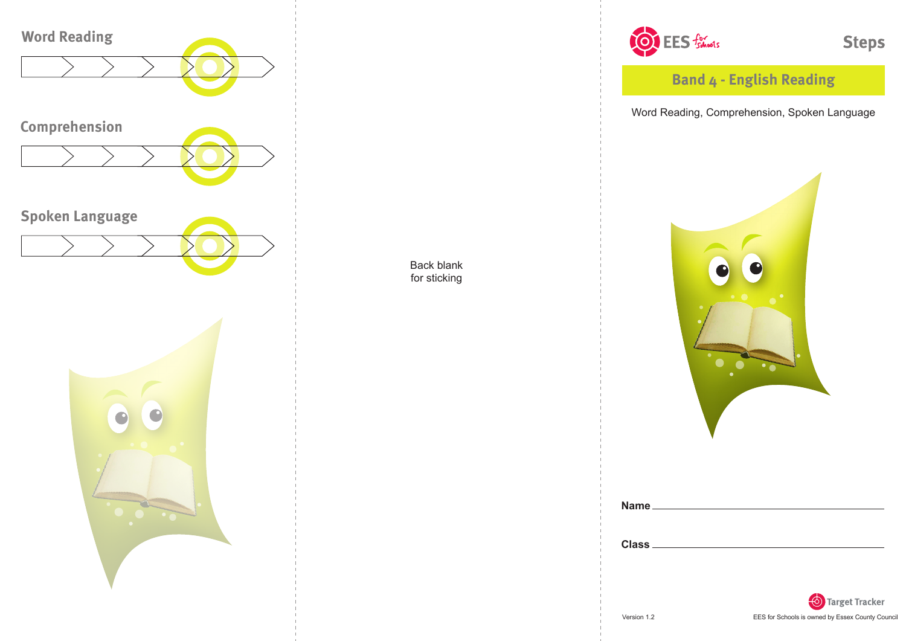## Word Reading

## Comprehension

## Spoken Language

Back blank
for sticking

EES for Schools

# Steps

## Band 4 - English Reading

Word Reading, Comprehension, Spoken Language

**Name** ______________________________

**Class** ______________________________

Target Tracker

Version 1.2

EES for Schools is owned by Essex County Council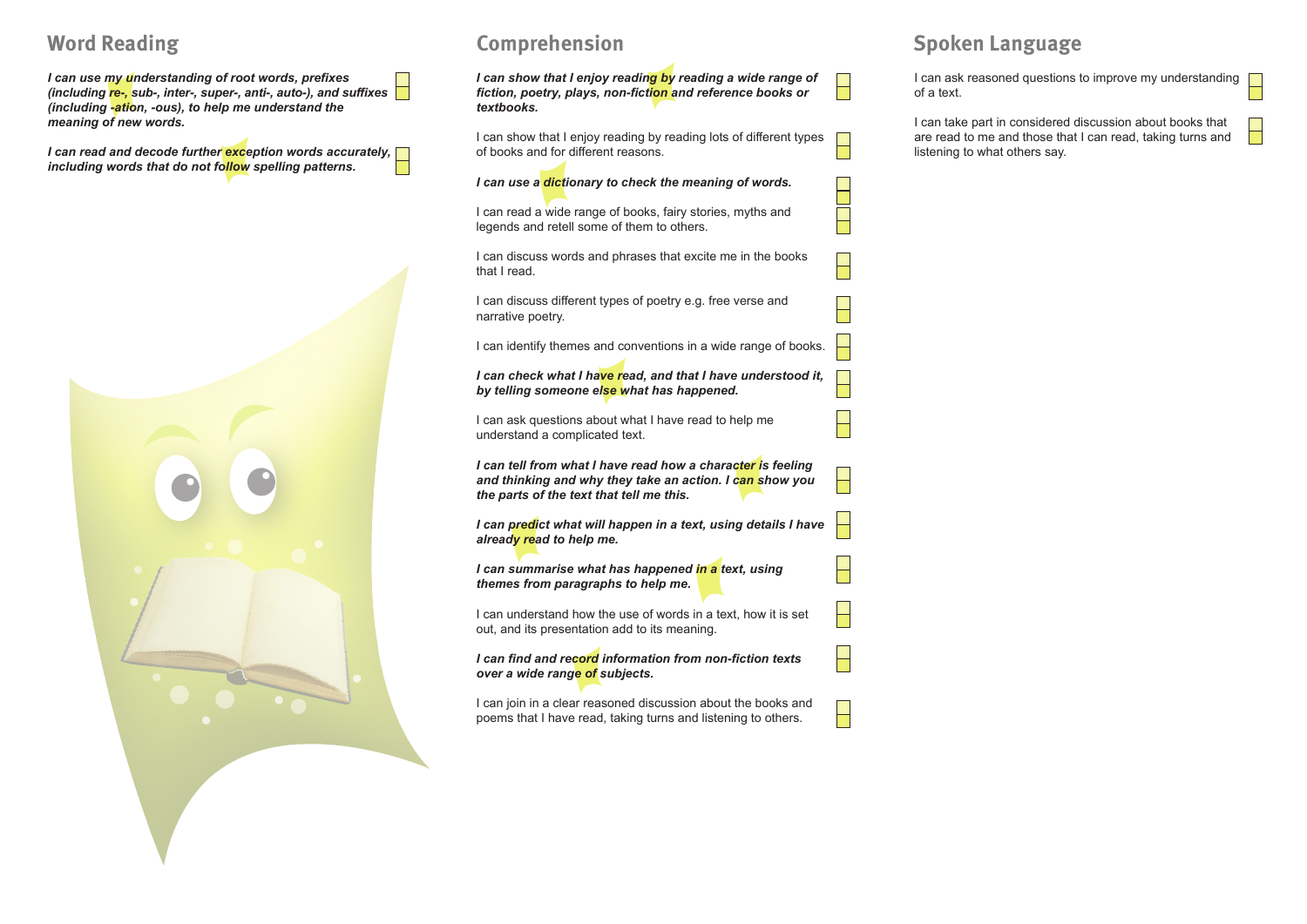## Word Reading

***I can use my understanding of root words, prefixes (including re-, sub-, inter-, super-, anti-, auto-), and suffixes (including -ation, -ous), to help me understand the meaning of new words.***

***I can read and decode further exception words accurately, including words that do not follow spelling patterns.***

## Comprehension

***I can show that I enjoy reading by reading a wide range of fiction, poetry, plays, non-fiction and reference books or textbooks.***

I can show that I enjoy reading by reading lots of different types of books and for different reasons.

***I can use a dictionary to check the meaning of words.***

I can read a wide range of books, fairy stories, myths and legends and retell some of them to others.

I can discuss words and phrases that excite me in the books that I read.

I can discuss different types of poetry e.g. free verse and narrative poetry.

I can identify themes and conventions in a wide range of books.

***I can check what I have read, and that I have understood it, by telling someone else what has happened.***

I can ask questions about what I have read to help me understand a complicated text.

***I can tell from what I have read how a character is feeling and thinking and why they take an action. I can show you the parts of the text that tell me this.***

***I can predict what will happen in a text, using details I have already read to help me.***

***I can summarise what has happened in a text, using themes from paragraphs to help me.***

I can understand how the use of words in a text, how it is set out, and its presentation add to its meaning.

***I can find and record information from non-fiction texts over a wide range of subjects.***

I can join in a clear reasoned discussion about the books and poems that I have read, taking turns and listening to others.

## Spoken Language

I can ask reasoned questions to improve my understanding of a text.

I can take part in considered discussion about books that are read to me and those that I can read, taking turns and listening to what others say.